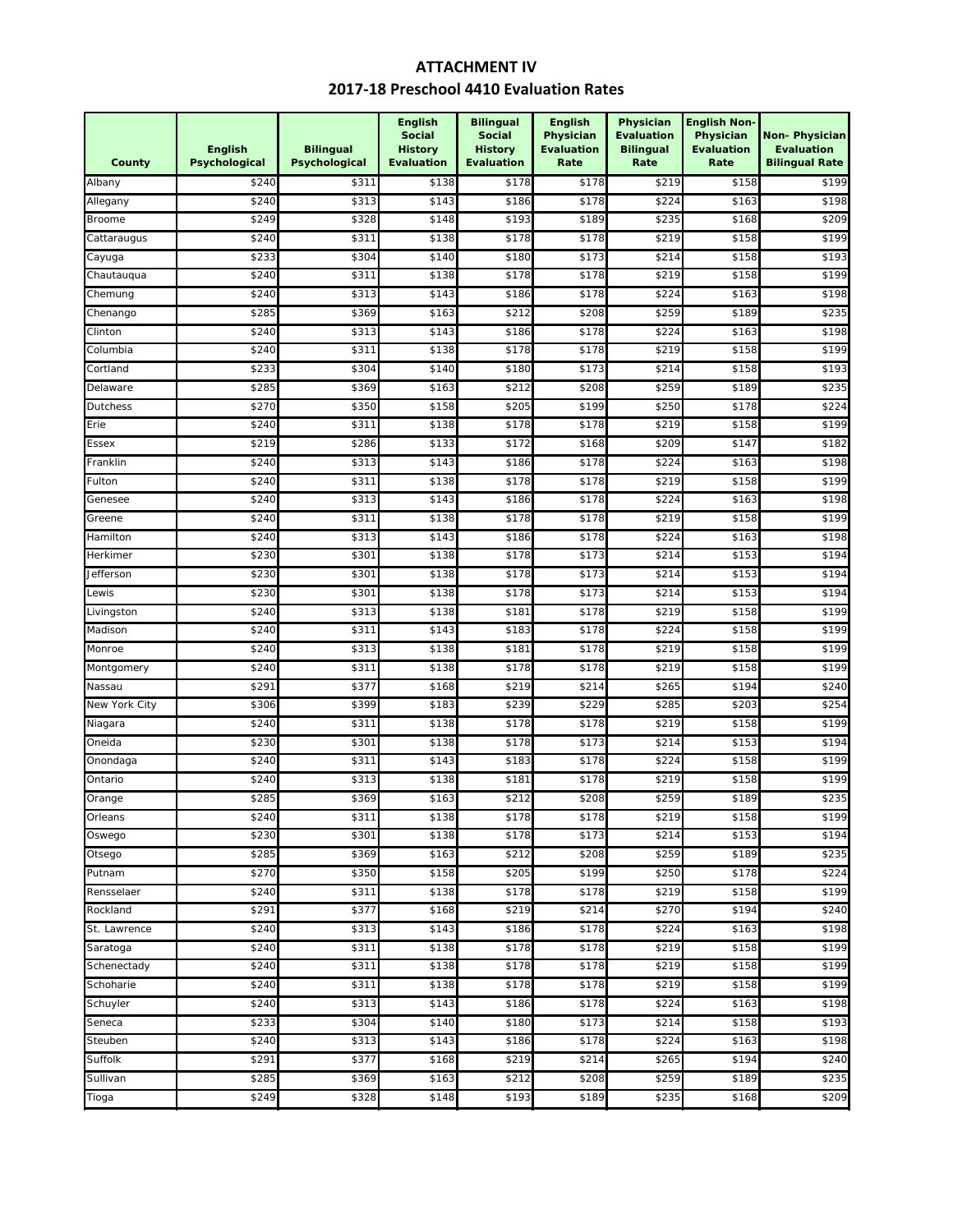# ATTACHMENT IV

## 2017-18 Preschool 4410 Evaluation Rates

| County | English Psychological | Bilingual Psychological | English Social History Evaluation | Bilingual Social History Evaluation | English Physician Evaluation Rate | Physician Evaluation Bilingual Rate | English Non-Physician Evaluation Rate | Non- Physician Evaluation Bilingual Rate |
|---|---|---|---|---|---|---|---|---|
| Albany | $240 | $311 | $138 | $178 | $178 | $219 | $158 | $199 |
| Allegany | $240 | $313 | $143 | $186 | $178 | $224 | $163 | $198 |
| Broome | $249 | $328 | $148 | $193 | $189 | $235 | $168 | $209 |
| Cattaraugus | $240 | $311 | $138 | $178 | $178 | $219 | $158 | $199 |
| Cayuga | $233 | $304 | $140 | $180 | $173 | $214 | $158 | $193 |
| Chautauqua | $240 | $311 | $138 | $178 | $178 | $219 | $158 | $199 |
| Chemung | $240 | $313 | $143 | $186 | $178 | $224 | $163 | $198 |
| Chenango | $285 | $369 | $163 | $212 | $208 | $259 | $189 | $235 |
| Clinton | $240 | $313 | $143 | $186 | $178 | $224 | $163 | $198 |
| Columbia | $240 | $311 | $138 | $178 | $178 | $219 | $158 | $199 |
| Cortland | $233 | $304 | $140 | $180 | $173 | $214 | $158 | $193 |
| Delaware | $285 | $369 | $163 | $212 | $208 | $259 | $189 | $235 |
| Dutchess | $270 | $350 | $158 | $205 | $199 | $250 | $178 | $224 |
| Erie | $240 | $311 | $138 | $178 | $178 | $219 | $158 | $199 |
| Essex | $219 | $286 | $133 | $172 | $168 | $209 | $147 | $182 |
| Franklin | $240 | $313 | $143 | $186 | $178 | $224 | $163 | $198 |
| Fulton | $240 | $311 | $138 | $178 | $178 | $219 | $158 | $199 |
| Genesee | $240 | $313 | $143 | $186 | $178 | $224 | $163 | $198 |
| Greene | $240 | $311 | $138 | $178 | $178 | $219 | $158 | $199 |
| Hamilton | $240 | $313 | $143 | $186 | $178 | $224 | $163 | $198 |
| Herkimer | $230 | $301 | $138 | $178 | $173 | $214 | $153 | $194 |
| Jefferson | $230 | $301 | $138 | $178 | $173 | $214 | $153 | $194 |
| Lewis | $230 | $301 | $138 | $178 | $173 | $214 | $153 | $194 |
| Livingston | $240 | $313 | $138 | $181 | $178 | $219 | $158 | $199 |
| Madison | $240 | $311 | $143 | $183 | $178 | $224 | $158 | $199 |
| Monroe | $240 | $313 | $138 | $181 | $178 | $219 | $158 | $199 |
| Montgomery | $240 | $311 | $138 | $178 | $178 | $219 | $158 | $199 |
| Nassau | $291 | $377 | $168 | $219 | $214 | $265 | $194 | $240 |
| New York City | $306 | $399 | $183 | $239 | $229 | $285 | $203 | $254 |
| Niagara | $240 | $311 | $138 | $178 | $178 | $219 | $158 | $199 |
| Oneida | $230 | $301 | $138 | $178 | $173 | $214 | $153 | $194 |
| Onondaga | $240 | $311 | $143 | $183 | $178 | $224 | $158 | $199 |
| Ontario | $240 | $313 | $138 | $181 | $178 | $219 | $158 | $199 |
| Orange | $285 | $369 | $163 | $212 | $208 | $259 | $189 | $235 |
| Orleans | $240 | $311 | $138 | $178 | $178 | $219 | $158 | $199 |
| Oswego | $230 | $301 | $138 | $178 | $173 | $214 | $153 | $194 |
| Otsego | $285 | $369 | $163 | $212 | $208 | $259 | $189 | $235 |
| Putnam | $270 | $350 | $158 | $205 | $199 | $250 | $178 | $224 |
| Rensselaer | $240 | $311 | $138 | $178 | $178 | $219 | $158 | $199 |
| Rockland | $291 | $377 | $168 | $219 | $214 | $270 | $194 | $240 |
| St. Lawrence | $240 | $313 | $143 | $186 | $178 | $224 | $163 | $198 |
| Saratoga | $240 | $311 | $138 | $178 | $178 | $219 | $158 | $199 |
| Schenectady | $240 | $311 | $138 | $178 | $178 | $219 | $158 | $199 |
| Schoharie | $240 | $311 | $138 | $178 | $178 | $219 | $158 | $199 |
| Schuyler | $240 | $313 | $143 | $186 | $178 | $224 | $163 | $198 |
| Seneca | $233 | $304 | $140 | $180 | $173 | $214 | $158 | $193 |
| Steuben | $240 | $313 | $143 | $186 | $178 | $224 | $163 | $198 |
| Suffolk | $291 | $377 | $168 | $219 | $214 | $265 | $194 | $240 |
| Sullivan | $285 | $369 | $163 | $212 | $208 | $259 | $189 | $235 |
| Tioga | $249 | $328 | $148 | $193 | $189 | $235 | $168 | $209 |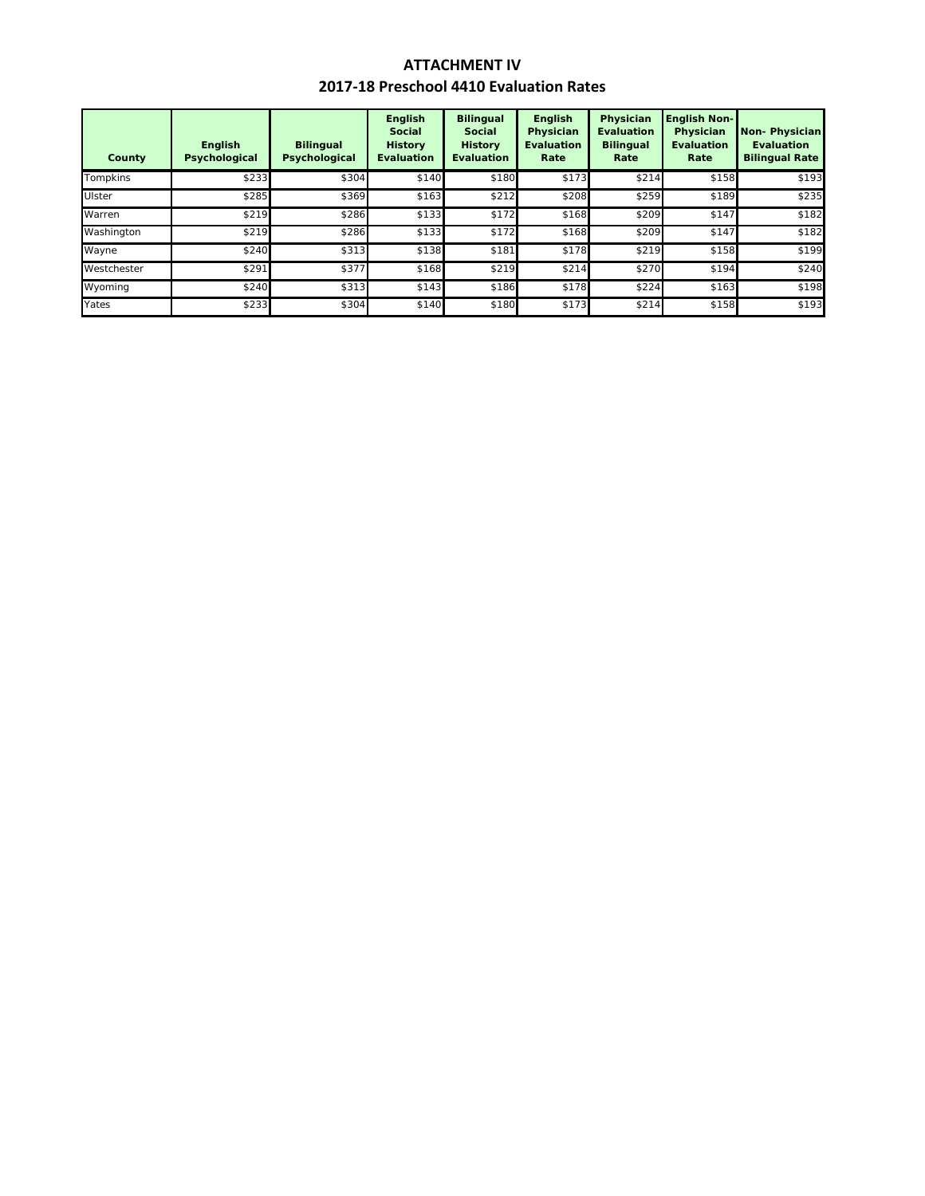# ATTACHMENT IV
## 2017-18 Preschool 4410 Evaluation Rates

| County | English Psychological | Bilingual Psychological | English Social History Evaluation | Bilingual Social History Evaluation | English Physician Evaluation Rate | Physician Evaluation Bilingual Rate | English Non-Physician Evaluation Rate | Non- Physician Evaluation Bilingual Rate |
|---|---|---|---|---|---|---|---|---|
| Tompkins | $233 | $304 | $140 | $180 | $173 | $214 | $158 | $193 |
| Ulster | $285 | $369 | $163 | $212 | $208 | $259 | $189 | $235 |
| Warren | $219 | $286 | $133 | $172 | $168 | $209 | $147 | $182 |
| Washington | $219 | $286 | $133 | $172 | $168 | $209 | $147 | $182 |
| Wayne | $240 | $313 | $138 | $181 | $178 | $219 | $158 | $199 |
| Westchester | $291 | $377 | $168 | $219 | $214 | $270 | $194 | $240 |
| Wyoming | $240 | $313 | $143 | $186 | $178 | $224 | $163 | $198 |
| Yates | $233 | $304 | $140 | $180 | $173 | $214 | $158 | $193 |